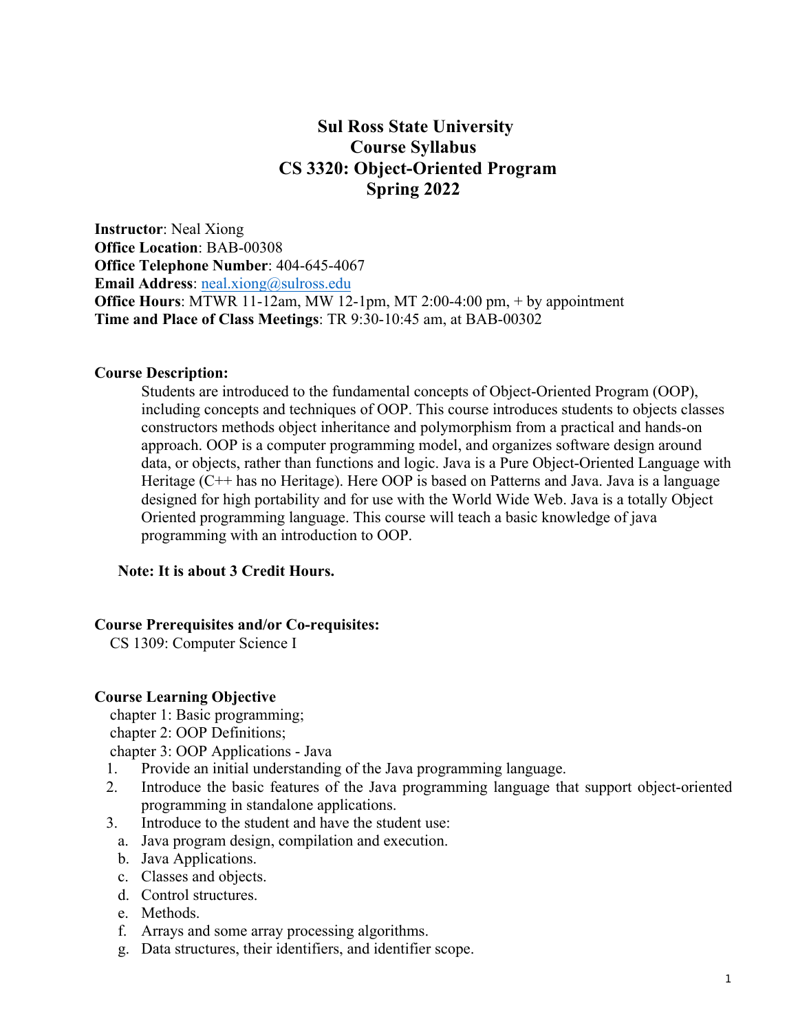# Sul Ross State University
# Course Syllabus
# CS 3320: Object-Oriented Program
# Spring 2022

**Instructor**: Neal Xiong
**Office Location**: BAB-00308
**Office Telephone Number**: 404-645-4067
**Email Address**: neal.xiong@sulross.edu
**Office Hours**: MTWR 11-12am, MW 12-1pm, MT 2:00-4:00 pm, + by appointment
**Time and Place of Class Meetings**: TR 9:30-10:45 am, at BAB-00302

## Course Description:

Students are introduced to the fundamental concepts of Object-Oriented Program (OOP), including concepts and techniques of OOP. This course introduces students to objects classes constructors methods object inheritance and polymorphism from a practical and hands-on approach. OOP is a computer programming model, and organizes software design around data, or objects, rather than functions and logic. Java is a Pure Object-Oriented Language with Heritage (C++ has no Heritage). Here OOP is based on Patterns and Java. Java is a language designed for high portability and for use with the World Wide Web. Java is a totally Object Oriented programming language. This course will teach a basic knowledge of java programming with an introduction to OOP.

**Note: It is about 3 Credit Hours.**

## Course Prerequisites and/or Co-requisites:

CS 1309: Computer Science I

## Course Learning Objective

chapter 1: Basic programming;
chapter 2: OOP Definitions;
chapter 3: OOP Applications - Java

1. Provide an initial understanding of the Java programming language.
2. Introduce the basic features of the Java programming language that support object-oriented programming in standalone applications.
3. Introduce to the student and have the student use:
   a. Java program design, compilation and execution.
   b. Java Applications.
   c. Classes and objects.
   d. Control structures.
   e. Methods.
   f. Arrays and some array processing algorithms.
   g. Data structures, their identifiers, and identifier scope.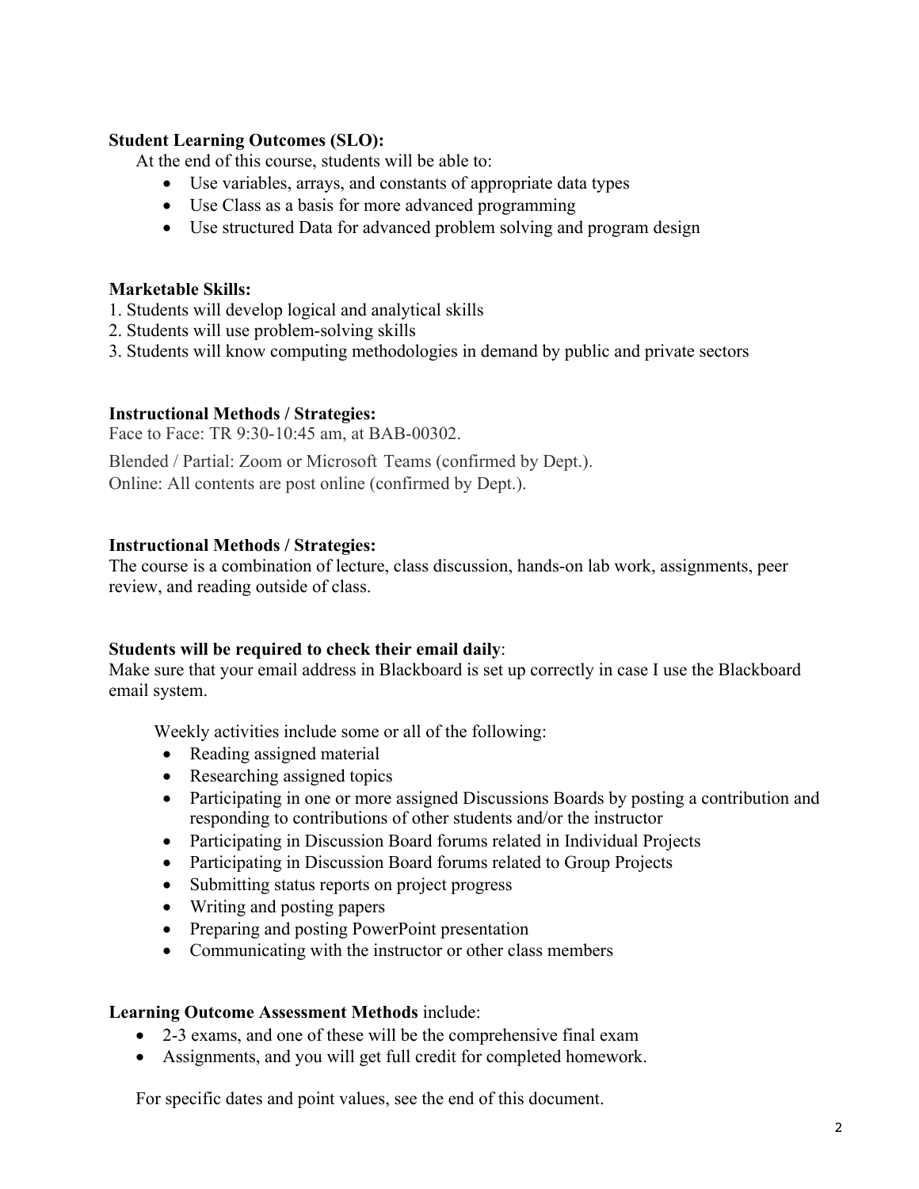**Student Learning Outcomes (SLO):**

At the end of this course, students will be able to:

- Use variables, arrays, and constants of appropriate data types
- Use Class as a basis for more advanced programming
- Use structured Data for advanced problem solving and program design

**Marketable Skills:**

1. Students will develop logical and analytical skills
2. Students will use problem-solving skills
3. Students will know computing methodologies in demand by public and private sectors

**Instructional Methods / Strategies:**

Face to Face: TR 9:30-10:45 am, at BAB-00302.

Blended / Partial: Zoom or Microsoft Teams (confirmed by Dept.).
Online: All contents are post online (confirmed by Dept.).

**Instructional Methods / Strategies:**

The course is a combination of lecture, class discussion, hands-on lab work, assignments, peer review, and reading outside of class.

**Students will be required to check their email daily**:

Make sure that your email address in Blackboard is set up correctly in case I use the Blackboard email system.

Weekly activities include some or all of the following:

- Reading assigned material
- Researching assigned topics
- Participating in one or more assigned Discussions Boards by posting a contribution and responding to contributions of other students and/or the instructor
- Participating in Discussion Board forums related in Individual Projects
- Participating in Discussion Board forums related to Group Projects
- Submitting status reports on project progress
- Writing and posting papers
- Preparing and posting PowerPoint presentation
- Communicating with the instructor or other class members

**Learning Outcome Assessment Methods** include:

- 2-3 exams, and one of these will be the comprehensive final exam
- Assignments, and you will get full credit for completed homework.

For specific dates and point values, see the end of this document.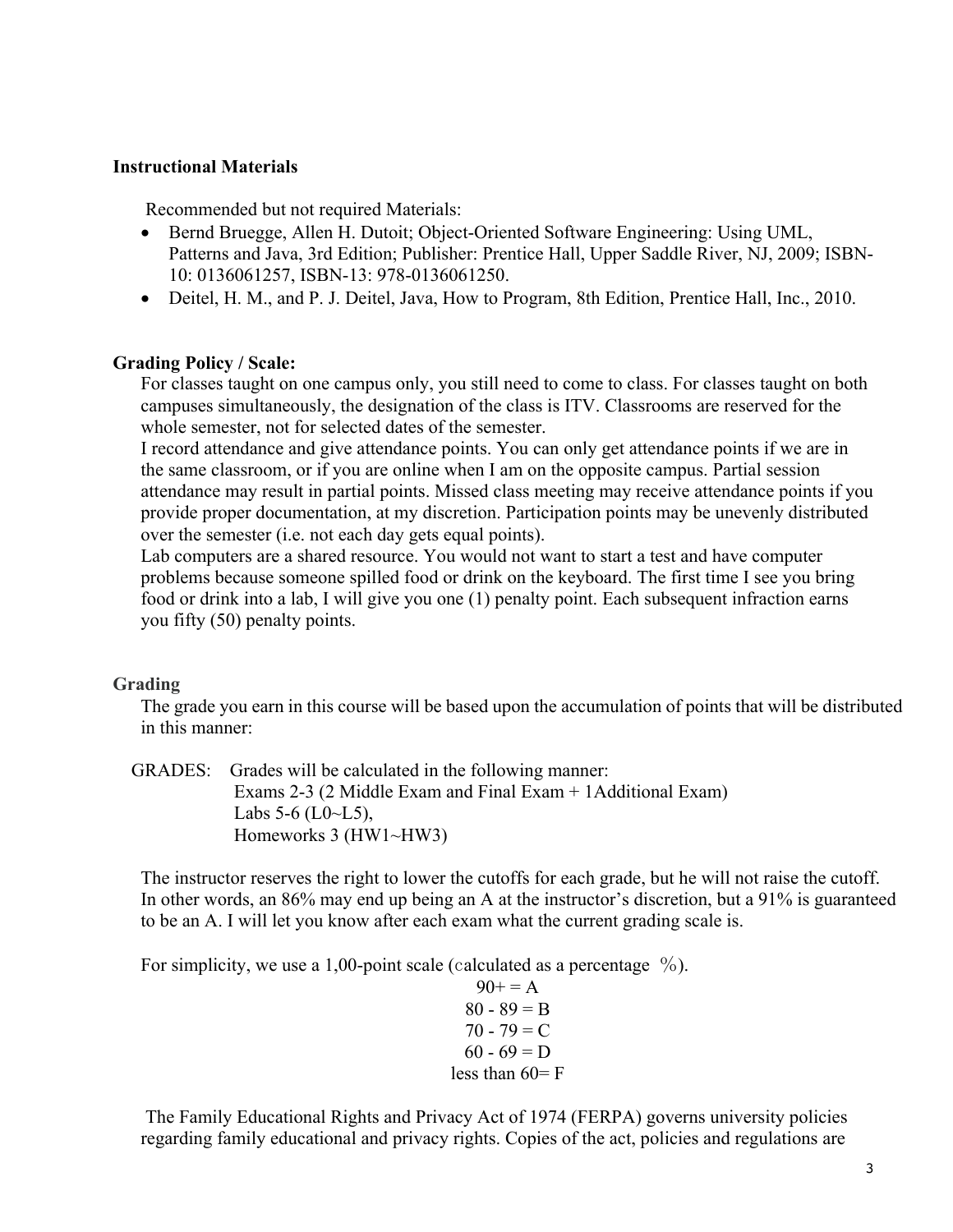### Instructional Materials

Recommended but not required Materials:

- Bernd Bruegge, Allen H. Dutoit; Object-Oriented Software Engineering: Using UML, Patterns and Java, 3rd Edition; Publisher: Prentice Hall, Upper Saddle River, NJ, 2009; ISBN-10: 0136061257, ISBN-13: 978-0136061250.
- Deitel, H. M., and P. J. Deitel, Java, How to Program, 8th Edition, Prentice Hall, Inc., 2010.

### Grading Policy / Scale:

For classes taught on one campus only, you still need to come to class. For classes taught on both campuses simultaneously, the designation of the class is ITV. Classrooms are reserved for the whole semester, not for selected dates of the semester.

I record attendance and give attendance points. You can only get attendance points if we are in the same classroom, or if you are online when I am on the opposite campus. Partial session attendance may result in partial points. Missed class meeting may receive attendance points if you provide proper documentation, at my discretion. Participation points may be unevenly distributed over the semester (i.e. not each day gets equal points).

Lab computers are a shared resource. You would not want to start a test and have computer problems because someone spilled food or drink on the keyboard. The first time I see you bring food or drink into a lab, I will give you one (1) penalty point. Each subsequent infraction earns you fifty (50) penalty points.

### Grading

The grade you earn in this course will be based upon the accumulation of points that will be distributed in this manner:

GRADES: Grades will be calculated in the following manner:
Exams 2-3 (2 Middle Exam and Final Exam + 1Additional Exam)
Labs 5-6 (L0~L5),
Homeworks 3 (HW1~HW3)

The instructor reserves the right to lower the cutoffs for each grade, but he will not raise the cutoff. In other words, an 86% may end up being an A at the instructor's discretion, but a 91% is guaranteed to be an A. I will let you know after each exam what the current grading scale is.

For simplicity, we use a 1,00-point scale (calculated as a percentage %).

90+ = A
80 - 89 = B
70 - 79 = C
60 - 69 = D
less than 60= F

The Family Educational Rights and Privacy Act of 1974 (FERPA) governs university policies regarding family educational and privacy rights. Copies of the act, policies and regulations are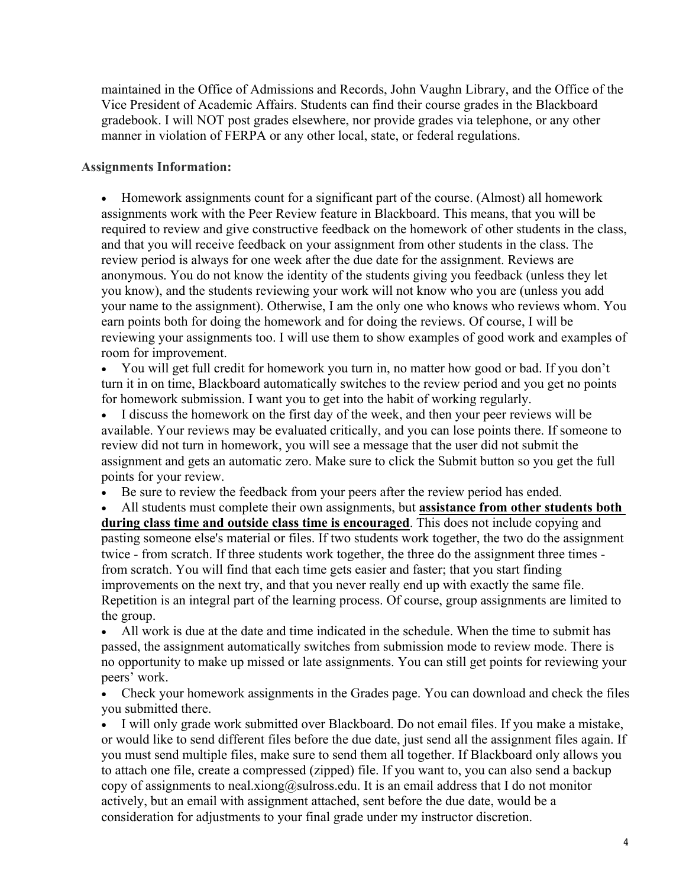maintained in the Office of Admissions and Records, John Vaughn Library, and the Office of the Vice President of Academic Affairs. Students can find their course grades in the Blackboard gradebook. I will NOT post grades elsewhere, nor provide grades via telephone, or any other manner in violation of FERPA or any other local, state, or federal regulations.

**Assignments Information:**

- Homework assignments count for a significant part of the course. (Almost) all homework assignments work with the Peer Review feature in Blackboard. This means, that you will be required to review and give constructive feedback on the homework of other students in the class, and that you will receive feedback on your assignment from other students in the class. The review period is always for one week after the due date for the assignment. Reviews are anonymous. You do not know the identity of the students giving you feedback (unless they let you know), and the students reviewing your work will not know who you are (unless you add your name to the assignment). Otherwise, I am the only one who knows who reviews whom. You earn points both for doing the homework and for doing the reviews. Of course, I will be reviewing your assignments too. I will use them to show examples of good work and examples of room for improvement.
- You will get full credit for homework you turn in, no matter how good or bad. If you don't turn it in on time, Blackboard automatically switches to the review period and you get no points for homework submission. I want you to get into the habit of working regularly.
- I discuss the homework on the first day of the week, and then your peer reviews will be available. Your reviews may be evaluated critically, and you can lose points there. If someone to review did not turn in homework, you will see a message that the user did not submit the assignment and gets an automatic zero. Make sure to click the Submit button so you get the full points for your review.
- Be sure to review the feedback from your peers after the review period has ended.
- All students must complete their own assignments, but **assistance from other students both during class time and outside class time is encouraged**. This does not include copying and pasting someone else's material or files. If two students work together, the two do the assignment twice - from scratch. If three students work together, the three do the assignment three times - from scratch. You will find that each time gets easier and faster; that you start finding improvements on the next try, and that you never really end up with exactly the same file. Repetition is an integral part of the learning process. Of course, group assignments are limited to the group.
- All work is due at the date and time indicated in the schedule. When the time to submit has passed, the assignment automatically switches from submission mode to review mode. There is no opportunity to make up missed or late assignments. You can still get points for reviewing your peers' work.
- Check your homework assignments in the Grades page. You can download and check the files you submitted there.
- I will only grade work submitted over Blackboard. Do not email files. If you make a mistake, or would like to send different files before the due date, just send all the assignment files again. If you must send multiple files, make sure to send them all together. If Blackboard only allows you to attach one file, create a compressed (zipped) file. If you want to, you can also send a backup copy of assignments to neal.xiong@sulross.edu. It is an email address that I do not monitor actively, but an email with assignment attached, sent before the due date, would be a consideration for adjustments to your final grade under my instructor discretion.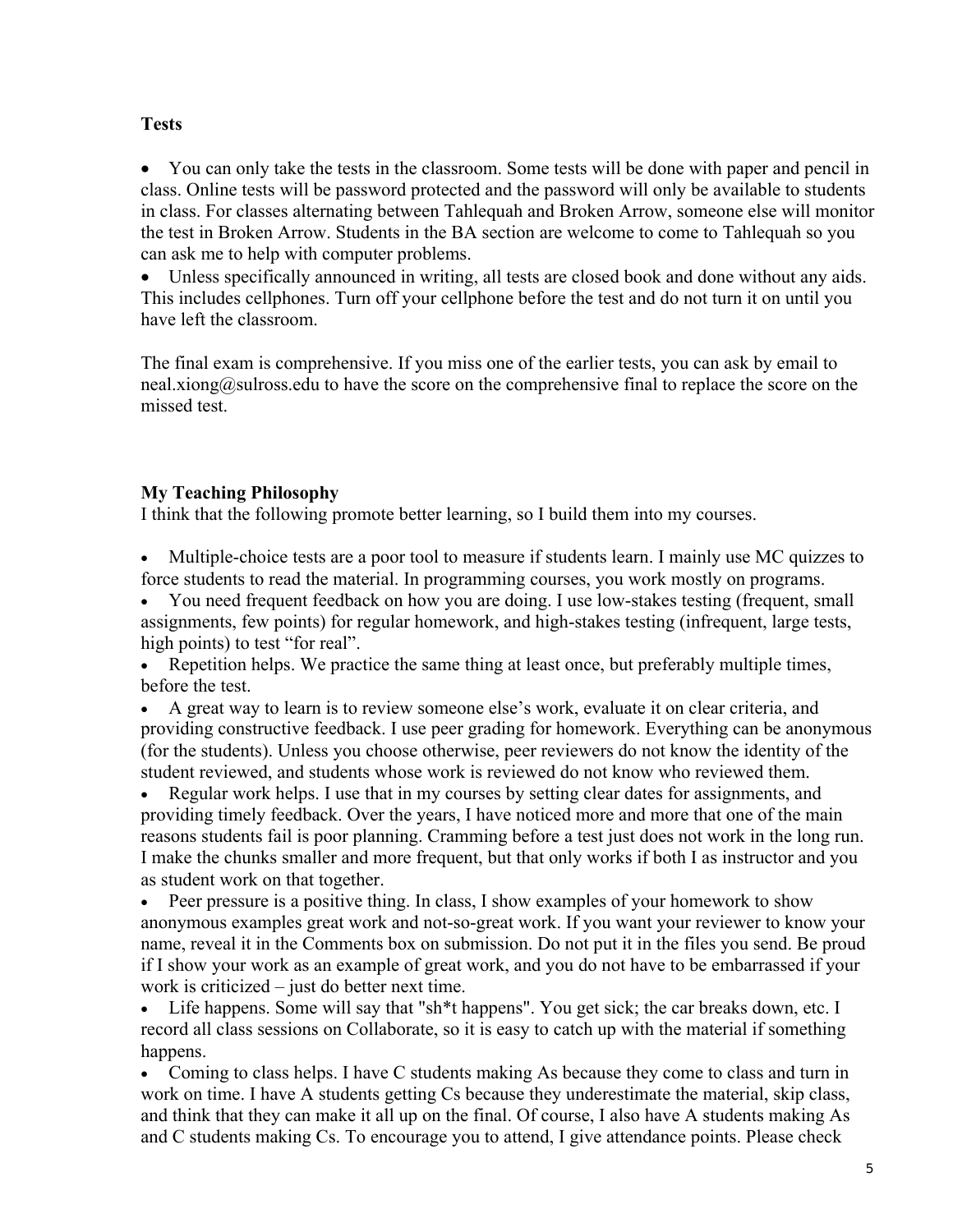**Tests**

- You can only take the tests in the classroom. Some tests will be done with paper and pencil in class. Online tests will be password protected and the password will only be available to students in class. For classes alternating between Tahlequah and Broken Arrow, someone else will monitor the test in Broken Arrow. Students in the BA section are welcome to come to Tahlequah so you can ask me to help with computer problems.
- Unless specifically announced in writing, all tests are closed book and done without any aids. This includes cellphones. Turn off your cellphone before the test and do not turn it on until you have left the classroom.

The final exam is comprehensive. If you miss one of the earlier tests, you can ask by email to neal.xiong@sulross.edu to have the score on the comprehensive final to replace the score on the missed test.

**My Teaching Philosophy**

I think that the following promote better learning, so I build them into my courses.

- Multiple-choice tests are a poor tool to measure if students learn. I mainly use MC quizzes to force students to read the material. In programming courses, you work mostly on programs.
- You need frequent feedback on how you are doing. I use low-stakes testing (frequent, small assignments, few points) for regular homework, and high-stakes testing (infrequent, large tests, high points) to test "for real".
- Repetition helps. We practice the same thing at least once, but preferably multiple times, before the test.
- A great way to learn is to review someone else's work, evaluate it on clear criteria, and providing constructive feedback. I use peer grading for homework. Everything can be anonymous (for the students). Unless you choose otherwise, peer reviewers do not know the identity of the student reviewed, and students whose work is reviewed do not know who reviewed them.
- Regular work helps. I use that in my courses by setting clear dates for assignments, and providing timely feedback. Over the years, I have noticed more and more that one of the main reasons students fail is poor planning. Cramming before a test just does not work in the long run. I make the chunks smaller and more frequent, but that only works if both I as instructor and you as student work on that together.
- Peer pressure is a positive thing. In class, I show examples of your homework to show anonymous examples great work and not-so-great work. If you want your reviewer to know your name, reveal it in the Comments box on submission. Do not put it in the files you send. Be proud if I show your work as an example of great work, and you do not have to be embarrassed if your work is criticized – just do better next time.
- Life happens. Some will say that "sh*t happens". You get sick; the car breaks down, etc. I record all class sessions on Collaborate, so it is easy to catch up with the material if something happens.
- Coming to class helps. I have C students making As because they come to class and turn in work on time. I have A students getting Cs because they underestimate the material, skip class, and think that they can make it all up on the final. Of course, I also have A students making As and C students making Cs. To encourage you to attend, I give attendance points. Please check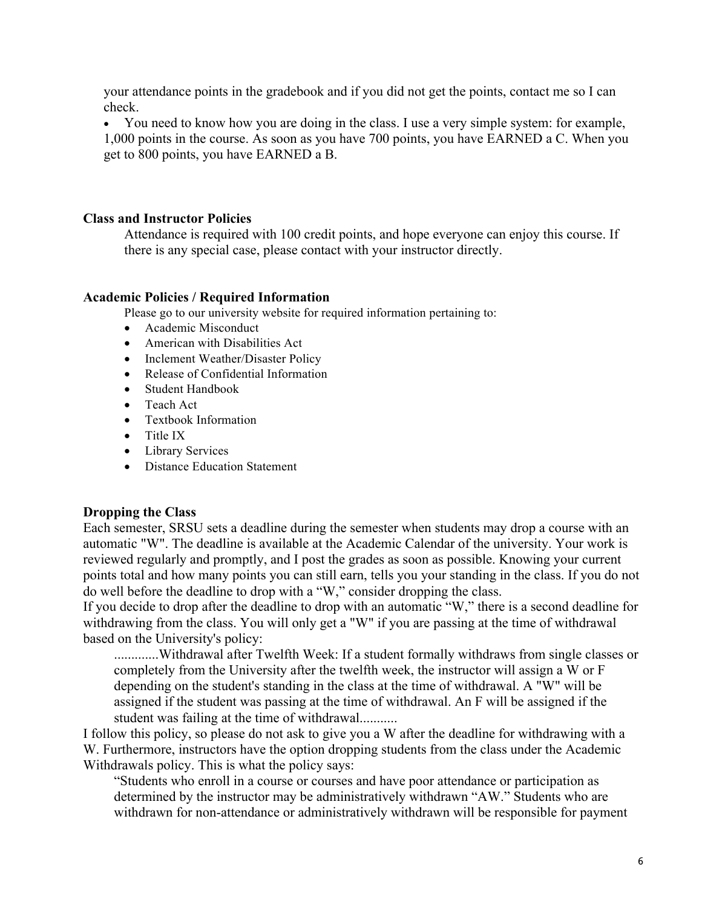your attendance points in the gradebook and if you did not get the points, contact me so I can check.

- You need to know how you are doing in the class. I use a very simple system: for example, 1,000 points in the course. As soon as you have 700 points, you have EARNED a C. When you get to 800 points, you have EARNED a B.

### Class and Instructor Policies

Attendance is required with 100 credit points, and hope everyone can enjoy this course. If there is any special case, please contact with your instructor directly.

### Academic Policies / Required Information

Please go to our university website for required information pertaining to:

- Academic Misconduct
- American with Disabilities Act
- Inclement Weather/Disaster Policy
- Release of Confidential Information
- Student Handbook
- Teach Act
- Textbook Information
- Title IX
- Library Services
- Distance Education Statement

### Dropping the Class

Each semester, SRSU sets a deadline during the semester when students may drop a course with an automatic "W". The deadline is available at the Academic Calendar of the university. Your work is reviewed regularly and promptly, and I post the grades as soon as possible. Knowing your current points total and how many points you can still earn, tells you your standing in the class. If you do not do well before the deadline to drop with a "W," consider dropping the class.

If you decide to drop after the deadline to drop with an automatic "W," there is a second deadline for withdrawing from the class. You will only get a "W" if you are passing at the time of withdrawal based on the University's policy:

> .............Withdrawal after Twelfth Week: If a student formally withdraws from single classes or completely from the University after the twelfth week, the instructor will assign a W or F depending on the student's standing in the class at the time of withdrawal. A "W" will be assigned if the student was passing at the time of withdrawal. An F will be assigned if the student was failing at the time of withdrawal...........

I follow this policy, so please do not ask to give you a W after the deadline for withdrawing with a W. Furthermore, instructors have the option dropping students from the class under the Academic Withdrawals policy. This is what the policy says:

> "Students who enroll in a course or courses and have poor attendance or participation as determined by the instructor may be administratively withdrawn "AW." Students who are withdrawn for non-attendance or administratively withdrawn will be responsible for payment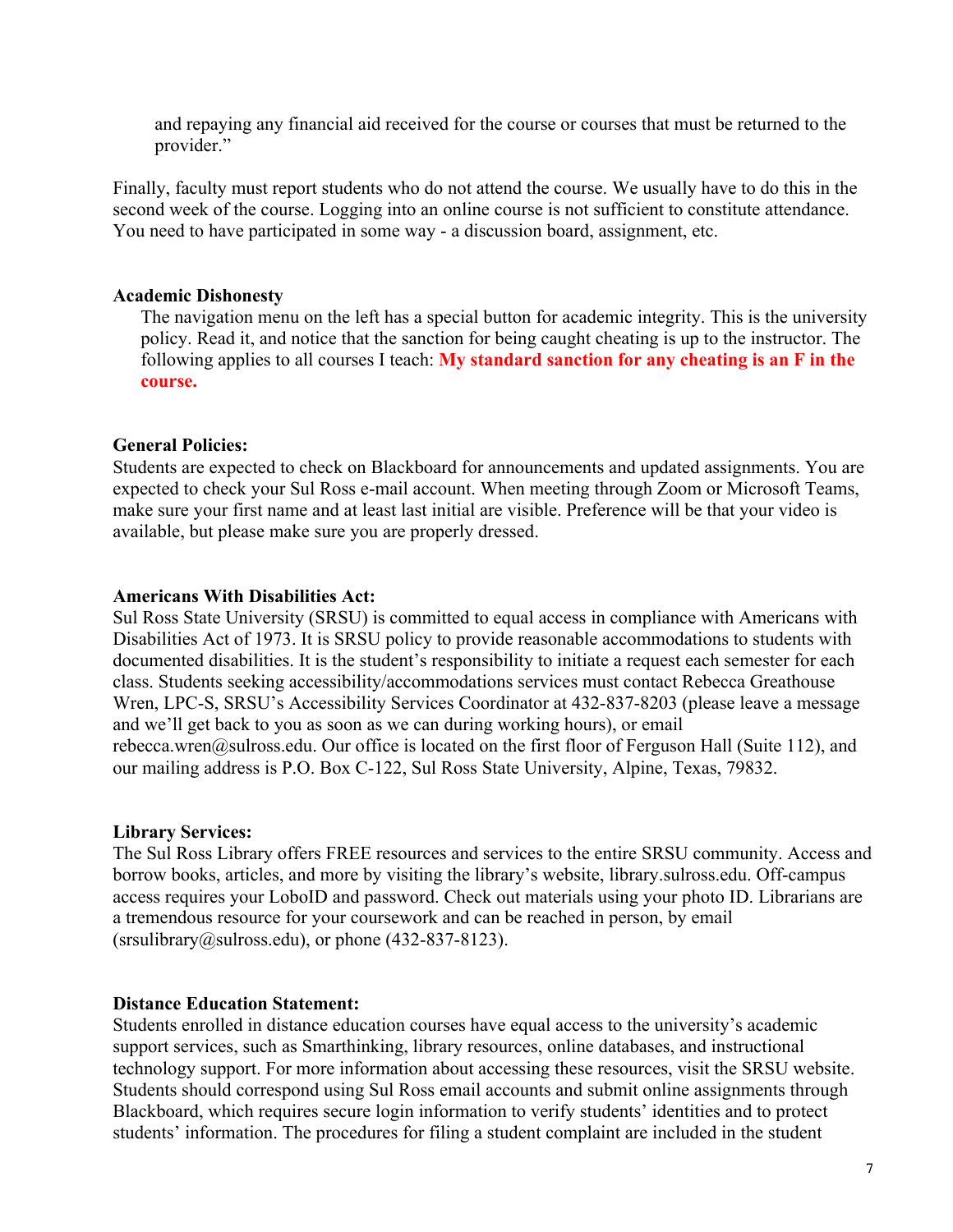and repaying any financial aid received for the course or courses that must be returned to the provider."

Finally, faculty must report students who do not attend the course. We usually have to do this in the second week of the course. Logging into an online course is not sufficient to constitute attendance. You need to have participated in some way - a discussion board, assignment, etc.

**Academic Dishonesty**

The navigation menu on the left has a special button for academic integrity. This is the university policy. Read it, and notice that the sanction for being caught cheating is up to the instructor. The following applies to all courses I teach: **My standard sanction for any cheating is an F in the course.**

**General Policies:**

Students are expected to check on Blackboard for announcements and updated assignments. You are expected to check your Sul Ross e-mail account. When meeting through Zoom or Microsoft Teams, make sure your first name and at least last initial are visible. Preference will be that your video is available, but please make sure you are properly dressed.

**Americans With Disabilities Act:**

Sul Ross State University (SRSU) is committed to equal access in compliance with Americans with Disabilities Act of 1973. It is SRSU policy to provide reasonable accommodations to students with documented disabilities. It is the student's responsibility to initiate a request each semester for each class. Students seeking accessibility/accommodations services must contact Rebecca Greathouse Wren, LPC-S, SRSU's Accessibility Services Coordinator at 432-837-8203 (please leave a message and we'll get back to you as soon as we can during working hours), or email rebecca.wren@sulross.edu. Our office is located on the first floor of Ferguson Hall (Suite 112), and our mailing address is P.O. Box C-122, Sul Ross State University, Alpine, Texas, 79832.

**Library Services:**

The Sul Ross Library offers FREE resources and services to the entire SRSU community. Access and borrow books, articles, and more by visiting the library's website, library.sulross.edu. Off-campus access requires your LoboID and password. Check out materials using your photo ID. Librarians are a tremendous resource for your coursework and can be reached in person, by email (srsulibrary@sulross.edu), or phone (432-837-8123).

**Distance Education Statement:**

Students enrolled in distance education courses have equal access to the university's academic support services, such as Smarthinking, library resources, online databases, and instructional technology support. For more information about accessing these resources, visit the SRSU website. Students should correspond using Sul Ross email accounts and submit online assignments through Blackboard, which requires secure login information to verify students' identities and to protect students' information. The procedures for filing a student complaint are included in the student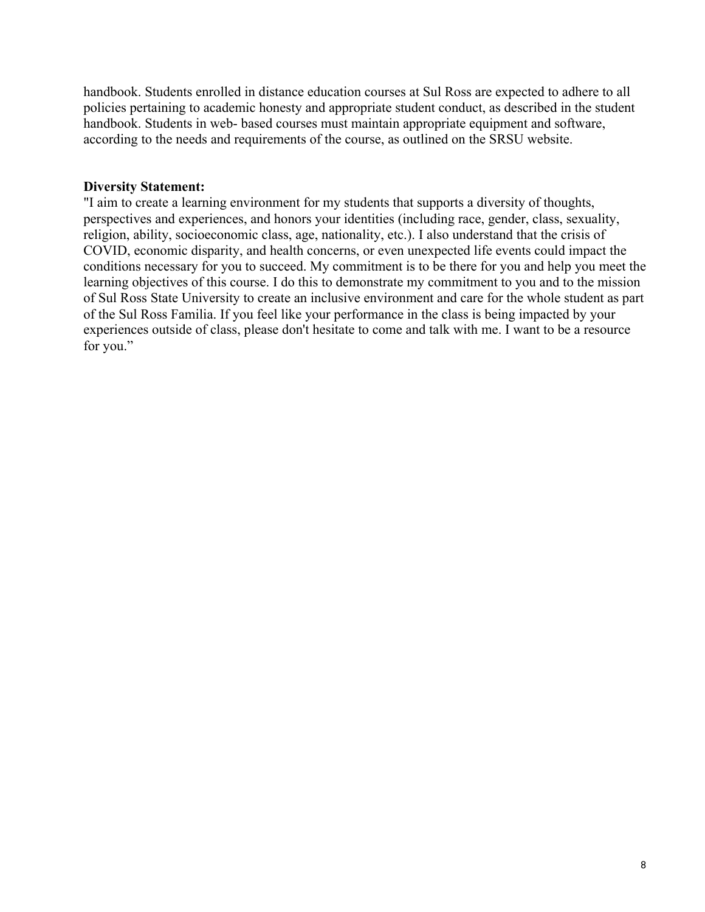handbook. Students enrolled in distance education courses at Sul Ross are expected to adhere to all policies pertaining to academic honesty and appropriate student conduct, as described in the student handbook. Students in web- based courses must maintain appropriate equipment and software, according to the needs and requirements of the course, as outlined on the SRSU website.

**Diversity Statement:**
"I aim to create a learning environment for my students that supports a diversity of thoughts, perspectives and experiences, and honors your identities (including race, gender, class, sexuality, religion, ability, socioeconomic class, age, nationality, etc.). I also understand that the crisis of COVID, economic disparity, and health concerns, or even unexpected life events could impact the conditions necessary for you to succeed. My commitment is to be there for you and help you meet the learning objectives of this course. I do this to demonstrate my commitment to you and to the mission of Sul Ross State University to create an inclusive environment and care for the whole student as part of the Sul Ross Familia. If you feel like your performance in the class is being impacted by your experiences outside of class, please don't hesitate to come and talk with me. I want to be a resource for you."